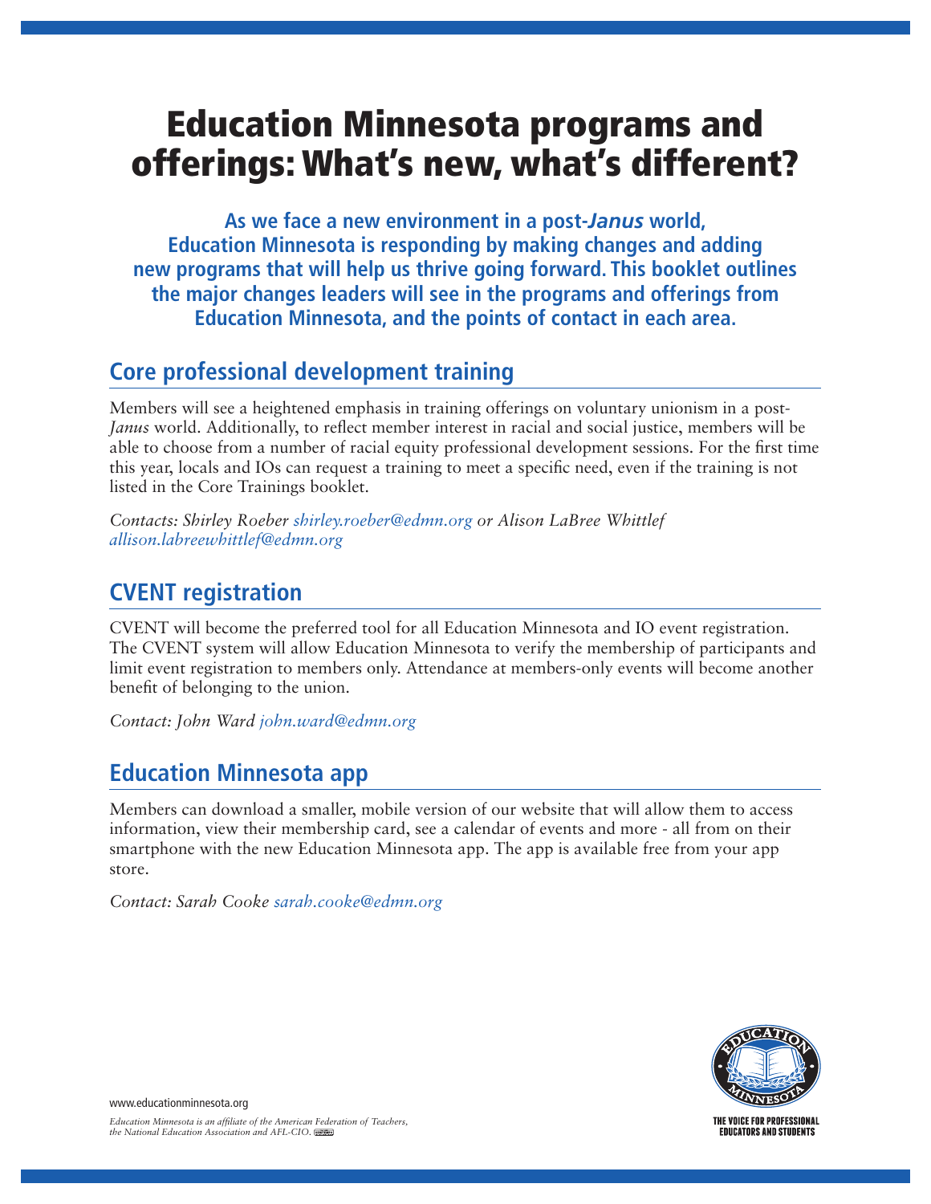# Education Minnesota programs and offerings: What's new, what's different?

**As we face a new environment in a post-*Janus* world, Education Minnesota is responding by making changes and adding new programs that will help us thrive going forward. This booklet outlines the major changes leaders will see in the programs and offerings from Education Minnesota, and the points of contact in each area.**

## Core professional development training

Members will see a heightened emphasis in training offerings on voluntary unionism in a post-*Janus* world. Additionally, to reflect member interest in racial and social justice, members will be able to choose from a number of racial equity professional development sessions. For the first time this year, locals and IOs can request a training to meet a specific need, even if the training is not listed in the Core Trainings booklet.

*Contacts: Shirley Roeber shirley.roeber@edmn.org or Alison LaBree Whittlef allison.labreewhittlef@edmn.org*

## CVENT registration

CVENT will become the preferred tool for all Education Minnesota and IO event registration. The CVENT system will allow Education Minnesota to verify the membership of participants and limit event registration to members only. Attendance at members-only events will become another benefit of belonging to the union.

*Contact: John Ward john.ward@edmn.org*

## Education Minnesota app

Members can download a smaller, mobile version of our website that will allow them to access information, view their membership card, see a calendar of events and more - all from on their smartphone with the new Education Minnesota app. The app is available free from your app store.

*Contact: Sarah Cooke sarah.cooke@edmn.org*

www.educationminnesota.org

*Education Minnesota is an affiliate of the American Federation of Teachers, the National Education Association and AFL-CIO.*

THE VOICE FOR PROFESSIONAL EDUCATORS AND STUDENTS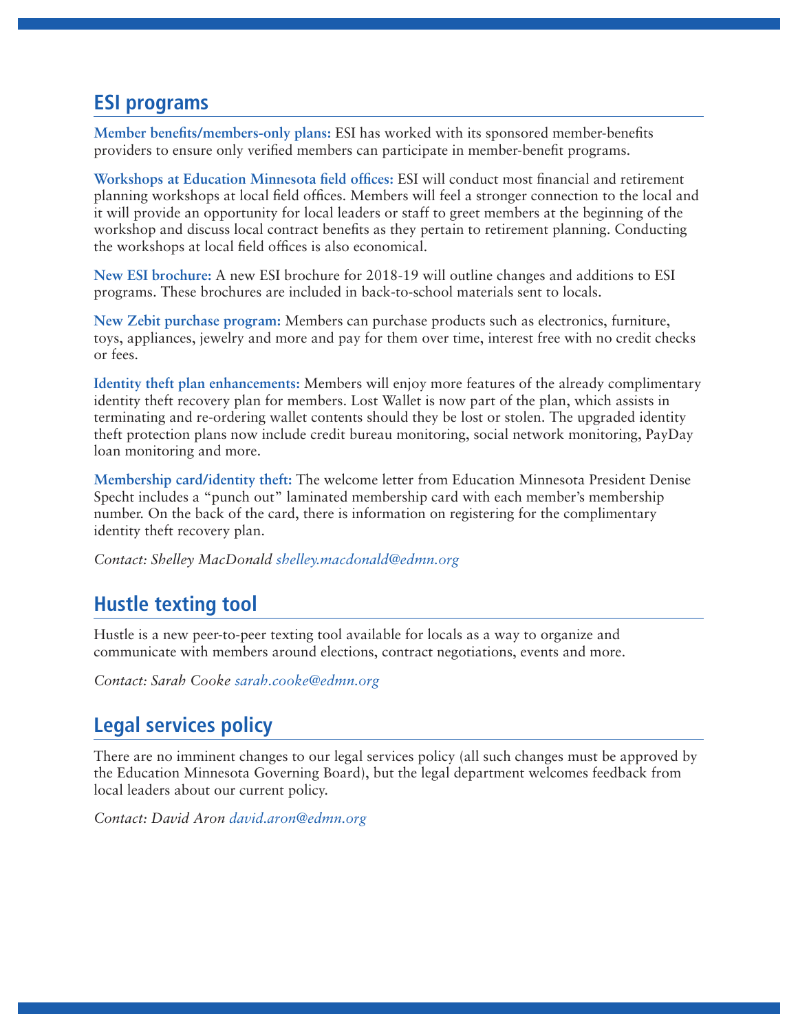## ESI programs

**Member benefits/members-only plans:** ESI has worked with its sponsored member-benefits providers to ensure only verified members can participate in member-benefit programs.

**Workshops at Education Minnesota field offices:** ESI will conduct most financial and retirement planning workshops at local field offices. Members will feel a stronger connection to the local and it will provide an opportunity for local leaders or staff to greet members at the beginning of the workshop and discuss local contract benefits as they pertain to retirement planning. Conducting the workshops at local field offices is also economical.

**New ESI brochure:** A new ESI brochure for 2018-19 will outline changes and additions to ESI programs. These brochures are included in back-to-school materials sent to locals.

**New Zebit purchase program:** Members can purchase products such as electronics, furniture, toys, appliances, jewelry and more and pay for them over time, interest free with no credit checks or fees.

**Identity theft plan enhancements:** Members will enjoy more features of the already complimentary identity theft recovery plan for members. Lost Wallet is now part of the plan, which assists in terminating and re-ordering wallet contents should they be lost or stolen. The upgraded identity theft protection plans now include credit bureau monitoring, social network monitoring, PayDay loan monitoring and more.

**Membership card/identity theft:** The welcome letter from Education Minnesota President Denise Specht includes a "punch out" laminated membership card with each member's membership number. On the back of the card, there is information on registering for the complimentary identity theft recovery plan.

*Contact: Shelley MacDonald shelley.macdonald@edmn.org*

## Hustle texting tool

Hustle is a new peer-to-peer texting tool available for locals as a way to organize and communicate with members around elections, contract negotiations, events and more.

*Contact: Sarah Cooke sarah.cooke@edmn.org*

## Legal services policy

There are no imminent changes to our legal services policy (all such changes must be approved by the Education Minnesota Governing Board), but the legal department welcomes feedback from local leaders about our current policy.

*Contact: David Aron david.aron@edmn.org*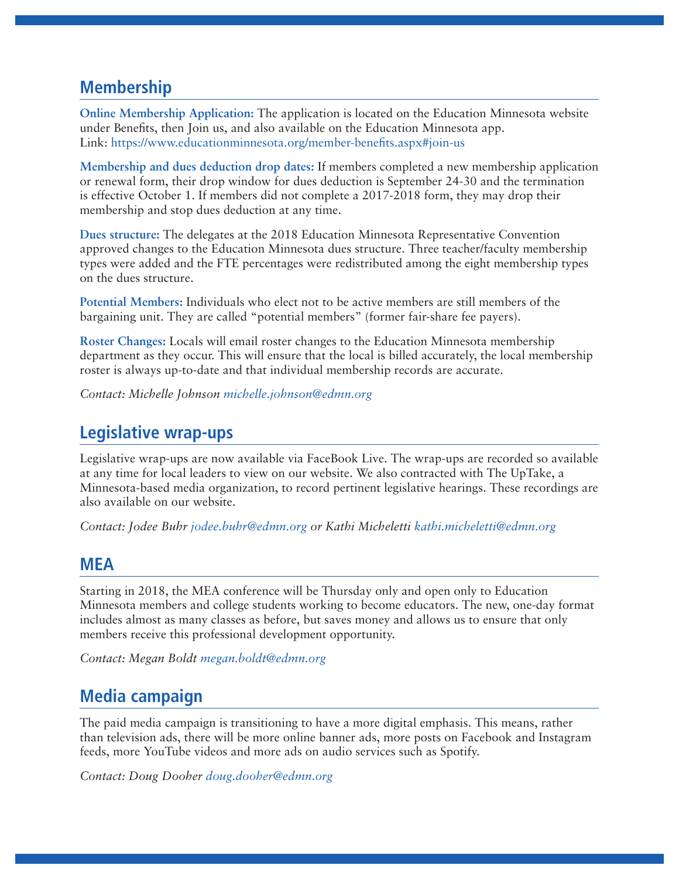## Membership

**Online Membership Application:** The application is located on the Education Minnesota website under Benefits, then Join us, and also available on the Education Minnesota app.
Link: https://www.educationminnesota.org/member-benefits.aspx#join-us

**Membership and dues deduction drop dates:** If members completed a new membership application or renewal form, their drop window for dues deduction is September 24-30 and the termination is effective October 1. If members did not complete a 2017-2018 form, they may drop their membership and stop dues deduction at any time.

**Dues structure:** The delegates at the 2018 Education Minnesota Representative Convention approved changes to the Education Minnesota dues structure. Three teacher/faculty membership types were added and the FTE percentages were redistributed among the eight membership types on the dues structure.

**Potential Members:** Individuals who elect not to be active members are still members of the bargaining unit. They are called "potential members" (former fair-share fee payers).

**Roster Changes:** Locals will email roster changes to the Education Minnesota membership department as they occur. This will ensure that the local is billed accurately, the local membership roster is always up-to-date and that individual membership records are accurate.

*Contact: Michelle Johnson michelle.johnson@edmn.org*

## Legislative wrap-ups

Legislative wrap-ups are now available via FaceBook Live. The wrap-ups are recorded so available at any time for local leaders to view on our website. We also contracted with The UpTake, a Minnesota-based media organization, to record pertinent legislative hearings. These recordings are also available on our website.

*Contact: Jodee Buhr jodee.buhr@edmn.org or Kathi Micheletti kathi.micheletti@edmn.org*

## MEA

Starting in 2018, the MEA conference will be Thursday only and open only to Education Minnesota members and college students working to become educators. The new, one-day format includes almost as many classes as before, but saves money and allows us to ensure that only members receive this professional development opportunity.

*Contact: Megan Boldt megan.boldt@edmn.org*

## Media campaign

The paid media campaign is transitioning to have a more digital emphasis. This means, rather than television ads, there will be more online banner ads, more posts on Facebook and Instagram feeds, more YouTube videos and more ads on audio services such as Spotify.

*Contact: Doug Dooher doug.dooher@edmn.org*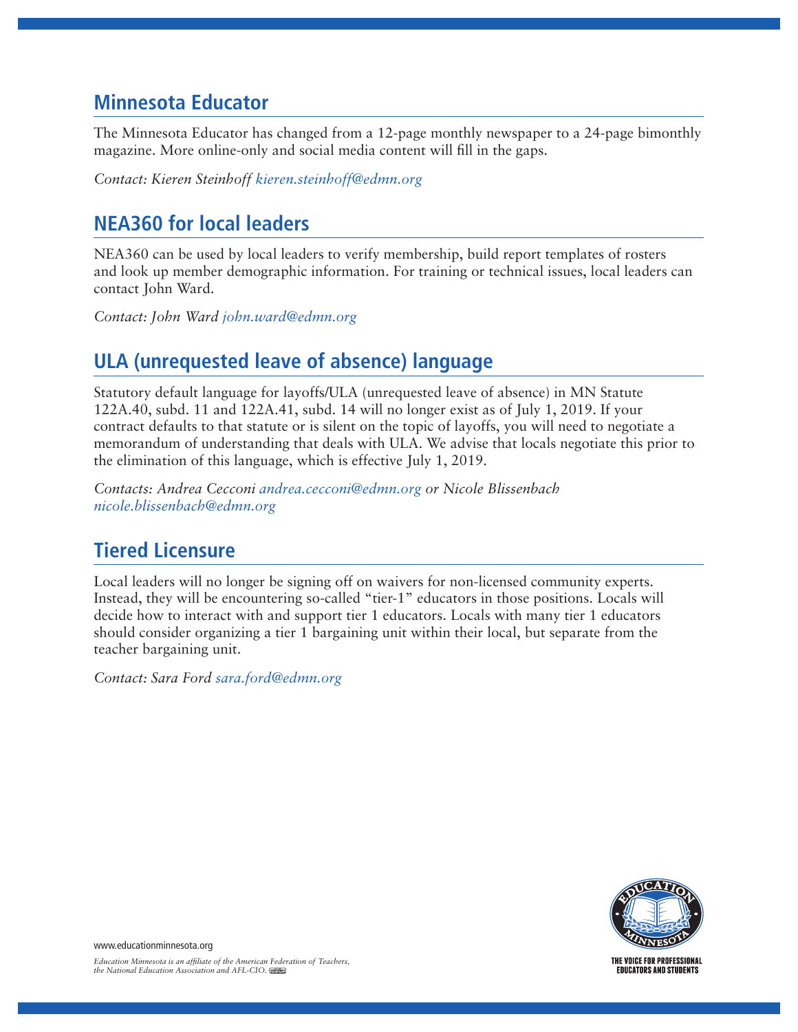## Minnesota Educator

The Minnesota Educator has changed from a 12-page monthly newspaper to a 24-page bimonthly magazine. More online-only and social media content will fill in the gaps.

*Contact: Kieren Steinhoff kieren.steinhoff@edmn.org*

## NEA360 for local leaders

NEA360 can be used by local leaders to verify membership, build report templates of rosters and look up member demographic information. For training or technical issues, local leaders can contact John Ward.

*Contact: John Ward john.ward@edmn.org*

## ULA (unrequested leave of absence) language

Statutory default language for layoffs/ULA (unrequested leave of absence) in MN Statute 122A.40, subd. 11 and 122A.41, subd. 14 will no longer exist as of July 1, 2019. If your contract defaults to that statute or is silent on the topic of layoffs, you will need to negotiate a memorandum of understanding that deals with ULA. We advise that locals negotiate this prior to the elimination of this language, which is effective July 1, 2019.

*Contacts: Andrea Cecconi andrea.cecconi@edmn.org or Nicole Blissenbach nicole.blissenbach@edmn.org*

## Tiered Licensure

Local leaders will no longer be signing off on waivers for non-licensed community experts. Instead, they will be encountering so-called "tier-1" educators in those positions. Locals will decide how to interact with and support tier 1 educators. Locals with many tier 1 educators should consider organizing a tier 1 bargaining unit within their local, but separate from the teacher bargaining unit.

*Contact: Sara Ford sara.ford@edmn.org*

www.educationminnesota.org

*Education Minnesota is an affiliate of the American Federation of Teachers, the National Education Association and AFL-CIO.*

THE VOICE FOR PROFESSIONAL EDUCATORS AND STUDENTS